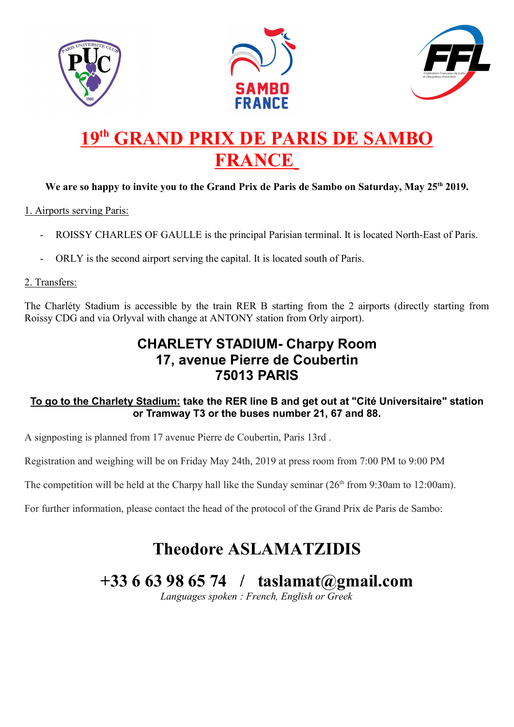# 19th GRAND PRIX DE PARIS DE SAMBO FRANCE

**We are so happy to invite you to the Grand Prix de Paris de Sambo on Saturday, May 25th 2019.**

1. Airports serving Paris:

- ROISSY CHARLES OF GAULLE is the principal Parisian terminal. It is located North-East of Paris.
- ORLY is the second airport serving the capital. It is located south of Paris.

2. Transfers:

The Charléty Stadium is accessible by the train RER B starting from the 2 airports (directly starting from Roissy CDG and via Orlyval with change at ANTONY station from Orly airport).

## CHARLETY STADIUM- Charpy Room
## 17, avenue Pierre de Coubertin
## 75013 PARIS

**To go to the Charlety Stadium: take the RER line B and get out at "Cité Universitaire" station or Tramway T3 or the buses number 21, 67 and 88.**

A signposting is planned from 17 avenue Pierre de Coubertin, Paris 13rd .

Registration and weighing will be on Friday May 24th, 2019 at press room from 7:00 PM to 9:00 PM

The competition will be held at the Charpy hall like the Sunday seminar (26th from 9:30am to 12:00am).

For further information, please contact the head of the protocol of the Grand Prix de Paris de Sambo:

# Theodore ASLAMATZIDIS

# +33 6 63 98 65 74 / taslamat@gmail.com

*Languages spoken : French, English or Greek*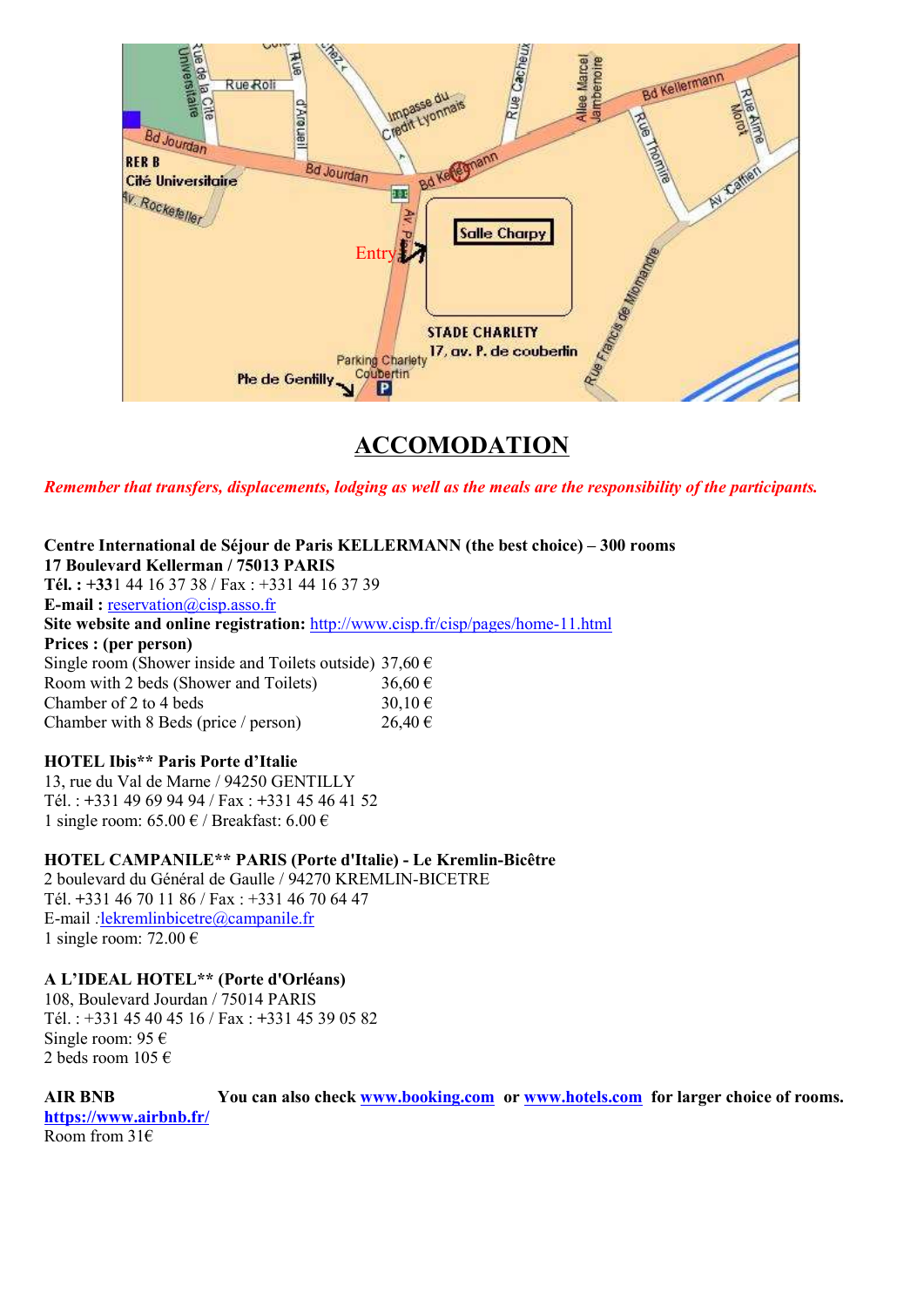# ACCOMODATION

*Remember that transfers, displacements, lodging as well as the meals are the responsibility of the participants.*

**Centre International de Séjour de Paris KELLERMANN (the best choice) – 300 rooms**
**17 Boulevard Kellerman / 75013 PARIS**
**Tél. : +33**1 44 16 37 38 / Fax : +331 44 16 37 39
**E-mail :** reservation@cisp.asso.fr
**Site website and online registration:** http://www.cisp.fr/cisp/pages/home-11.html
**Prices : (per person)**

| | |
|---|---|
| Single room (Shower inside and Toilets outside) | 37,60 € |
| Room with 2 beds (Shower and Toilets) | 36,60 € |
| Chamber of 2 to 4 beds | 30,10 € |
| Chamber with 8 Beds (price / person) | 26,40 € |

**HOTEL Ibis\*\* Paris Porte d'Italie**
13, rue du Val de Marne / 94250 GENTILLY
Tél. : +331 49 69 94 94 / Fax : +331 45 46 41 52
1 single room: 65.00 € / Breakfast: 6.00 €

**HOTEL CAMPANILE\*\* PARIS (Porte d'Italie) - Le Kremlin-Bicêtre**
2 boulevard du Général de Gaulle / 94270 KREMLIN-BICETRE
Tél. +331 46 70 11 86 / Fax : +331 46 70 64 47
E-mail :lekremlinbicetre@campanile.fr
1 single room: 72.00 €

**A L'IDEAL HOTEL\*\* (Porte d'Orléans)**
108, Boulevard Jourdan / 75014 PARIS
Tél. : +331 45 40 45 16 / Fax : +331 45 39 05 82
Single room: 95 €
2 beds room 105 €

**AIR BNB** **You can also check www.booking.com or www.hotels.com for larger choice of rooms.**
**https://www.airbnb.fr/**
Room from 31€